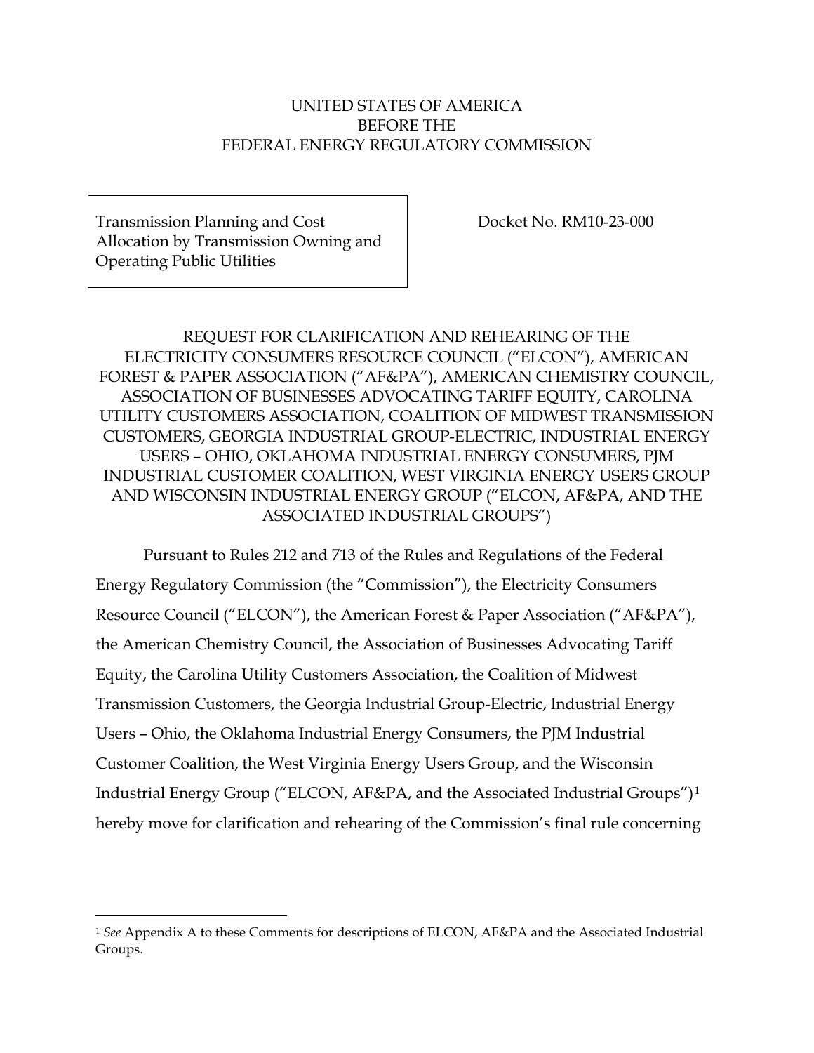UNITED STATES OF AMERICA
BEFORE THE
FEDERAL ENERGY REGULATORY COMMISSION

| Transmission Planning and Cost Allocation by Transmission Owning and Operating Public Utilities | Docket No. RM10-23-000 |
| --- | --- |

REQUEST FOR CLARIFICATION AND REHEARING OF THE ELECTRICITY CONSUMERS RESOURCE COUNCIL ("ELCON"), AMERICAN FOREST & PAPER ASSOCIATION ("AF&PA"), AMERICAN CHEMISTRY COUNCIL, ASSOCIATION OF BUSINESSES ADVOCATING TARIFF EQUITY, CAROLINA UTILITY CUSTOMERS ASSOCIATION, COALITION OF MIDWEST TRANSMISSION CUSTOMERS, GEORGIA INDUSTRIAL GROUP-ELECTRIC, INDUSTRIAL ENERGY USERS – OHIO, OKLAHOMA INDUSTRIAL ENERGY CONSUMERS, PJM INDUSTRIAL CUSTOMER COALITION, WEST VIRGINIA ENERGY USERS GROUP AND WISCONSIN INDUSTRIAL ENERGY GROUP ("ELCON, AF&PA, AND THE ASSOCIATED INDUSTRIAL GROUPS")

Pursuant to Rules 212 and 713 of the Rules and Regulations of the Federal Energy Regulatory Commission (the "Commission"), the Electricity Consumers Resource Council ("ELCON"), the American Forest & Paper Association ("AF&PA"), the American Chemistry Council, the Association of Businesses Advocating Tariff Equity, the Carolina Utility Customers Association, the Coalition of Midwest Transmission Customers, the Georgia Industrial Group-Electric, Industrial Energy Users – Ohio, the Oklahoma Industrial Energy Consumers, the PJM Industrial Customer Coalition, the West Virginia Energy Users Group, and the Wisconsin Industrial Energy Group ("ELCON, AF&PA, and the Associated Industrial Groups")[1] hereby move for clarification and rehearing of the Commission's final rule concerning

[1] *See* Appendix A to these Comments for descriptions of ELCON, AF&PA and the Associated Industrial Groups.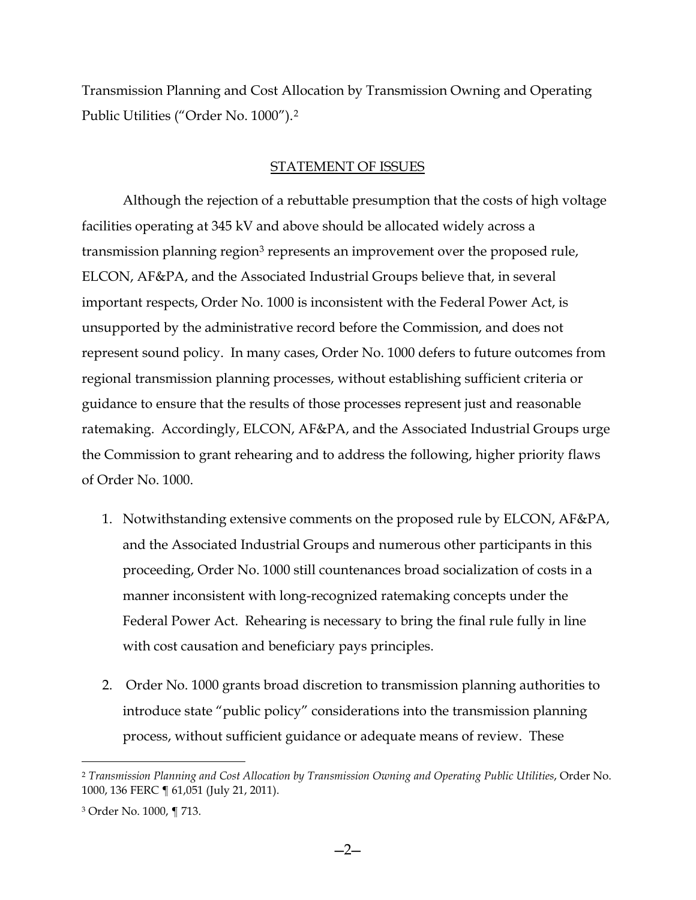Transmission Planning and Cost Allocation by Transmission Owning and Operating Public Utilities ("Order No. 1000").[2]

## STATEMENT OF ISSUES

Although the rejection of a rebuttable presumption that the costs of high voltage facilities operating at 345 kV and above should be allocated widely across a transmission planning region[3] represents an improvement over the proposed rule, ELCON, AF&PA, and the Associated Industrial Groups believe that, in several important respects, Order No. 1000 is inconsistent with the Federal Power Act, is unsupported by the administrative record before the Commission, and does not represent sound policy. In many cases, Order No. 1000 defers to future outcomes from regional transmission planning processes, without establishing sufficient criteria or guidance to ensure that the results of those processes represent just and reasonable ratemaking. Accordingly, ELCON, AF&PA, and the Associated Industrial Groups urge the Commission to grant rehearing and to address the following, higher priority flaws of Order No. 1000.

1. Notwithstanding extensive comments on the proposed rule by ELCON, AF&PA, and the Associated Industrial Groups and numerous other participants in this proceeding, Order No. 1000 still countenances broad socialization of costs in a manner inconsistent with long-recognized ratemaking concepts under the Federal Power Act. Rehearing is necessary to bring the final rule fully in line with cost causation and beneficiary pays principles.

2. Order No. 1000 grants broad discretion to transmission planning authorities to introduce state "public policy" considerations into the transmission planning process, without sufficient guidance or adequate means of review. These

---

[2] *Transmission Planning and Cost Allocation by Transmission Owning and Operating Public Utilities*, Order No. 1000, 136 FERC ¶ 61,051 (July 21, 2011).

[3] Order No. 1000, ¶ 713.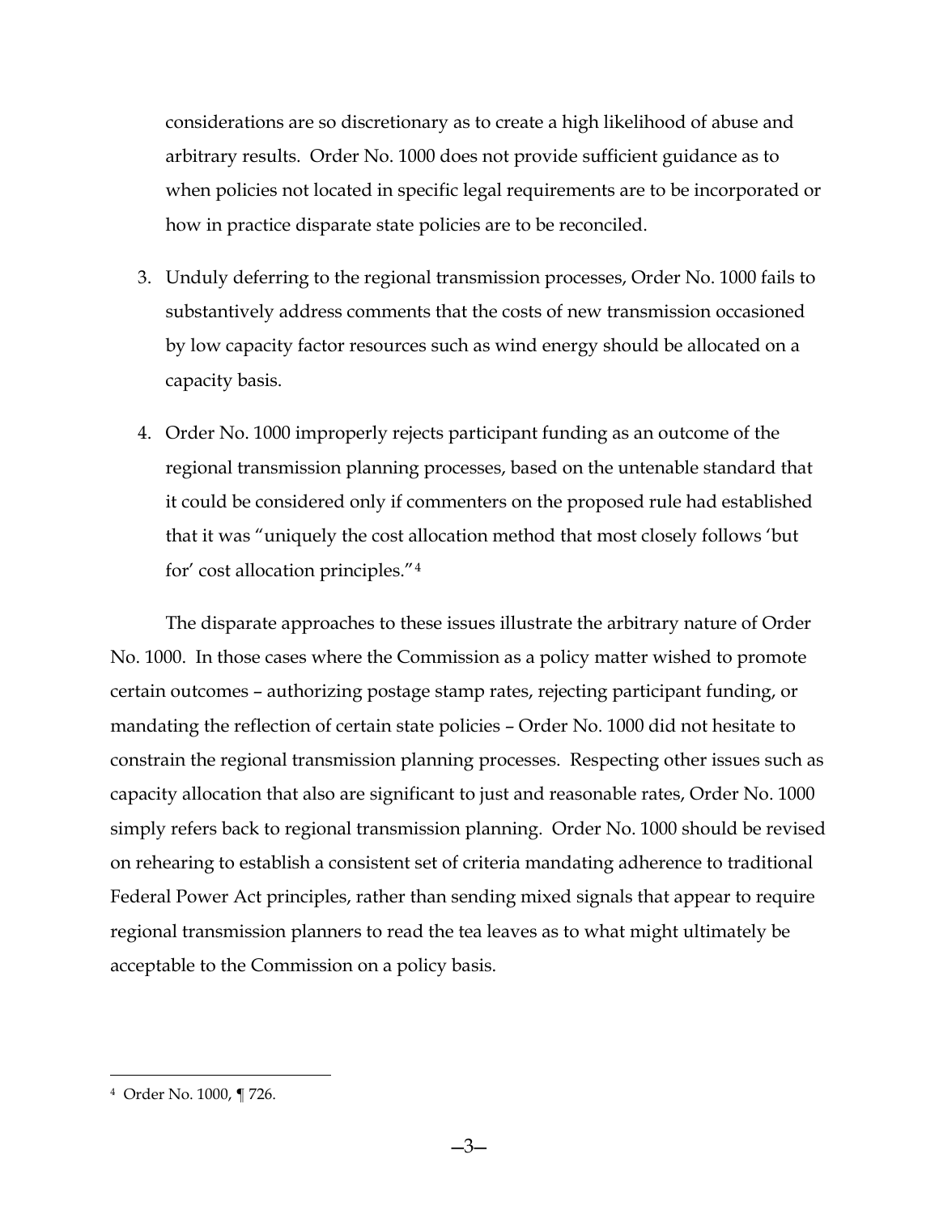considerations are so discretionary as to create a high likelihood of abuse and arbitrary results. Order No. 1000 does not provide sufficient guidance as to when policies not located in specific legal requirements are to be incorporated or how in practice disparate state policies are to be reconciled.

3. Unduly deferring to the regional transmission processes, Order No. 1000 fails to substantively address comments that the costs of new transmission occasioned by low capacity factor resources such as wind energy should be allocated on a capacity basis.

4. Order No. 1000 improperly rejects participant funding as an outcome of the regional transmission planning processes, based on the untenable standard that it could be considered only if commenters on the proposed rule had established that it was "uniquely the cost allocation method that most closely follows 'but for' cost allocation principles."[4]

The disparate approaches to these issues illustrate the arbitrary nature of Order No. 1000. In those cases where the Commission as a policy matter wished to promote certain outcomes – authorizing postage stamp rates, rejecting participant funding, or mandating the reflection of certain state policies – Order No. 1000 did not hesitate to constrain the regional transmission planning processes. Respecting other issues such as capacity allocation that also are significant to just and reasonable rates, Order No. 1000 simply refers back to regional transmission planning. Order No. 1000 should be revised on rehearing to establish a consistent set of criteria mandating adherence to traditional Federal Power Act principles, rather than sending mixed signals that appear to require regional transmission planners to read the tea leaves as to what might ultimately be acceptable to the Commission on a policy basis.

---

[4] Order No. 1000, ¶ 726.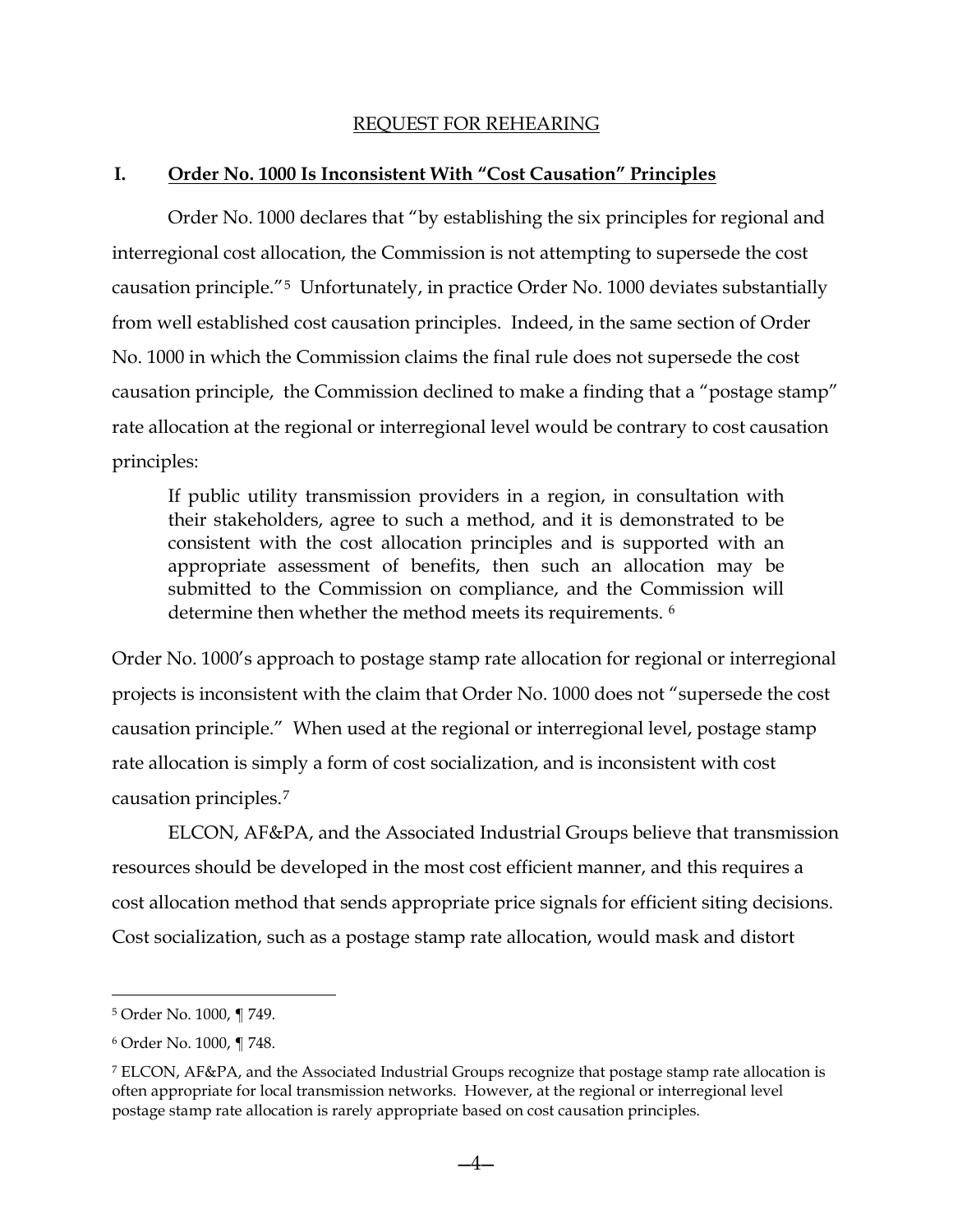## REQUEST FOR REHEARING

### I. **Order No. 1000 Is Inconsistent With "Cost Causation" Principles**

Order No. 1000 declares that "by establishing the six principles for regional and interregional cost allocation, the Commission is not attempting to supersede the cost causation principle."[5] Unfortunately, in practice Order No. 1000 deviates substantially from well established cost causation principles. Indeed, in the same section of Order No. 1000 in which the Commission claims the final rule does not supersede the cost causation principle, the Commission declined to make a finding that a "postage stamp" rate allocation at the regional or interregional level would be contrary to cost causation principles:

> If public utility transmission providers in a region, in consultation with their stakeholders, agree to such a method, and it is demonstrated to be consistent with the cost allocation principles and is supported with an appropriate assessment of benefits, then such an allocation may be submitted to the Commission on compliance, and the Commission will determine then whether the method meets its requirements. [6]

Order No. 1000's approach to postage stamp rate allocation for regional or interregional projects is inconsistent with the claim that Order No. 1000 does not "supersede the cost causation principle." When used at the regional or interregional level, postage stamp rate allocation is simply a form of cost socialization, and is inconsistent with cost causation principles.[7]

ELCON, AF&PA, and the Associated Industrial Groups believe that transmission resources should be developed in the most cost efficient manner, and this requires a cost allocation method that sends appropriate price signals for efficient siting decisions. Cost socialization, such as a postage stamp rate allocation, would mask and distort

---

[5] Order No. 1000, ¶ 749.

[6] Order No. 1000, ¶ 748.

[7] ELCON, AF&PA, and the Associated Industrial Groups recognize that postage stamp rate allocation is often appropriate for local transmission networks. However, at the regional or interregional level postage stamp rate allocation is rarely appropriate based on cost causation principles.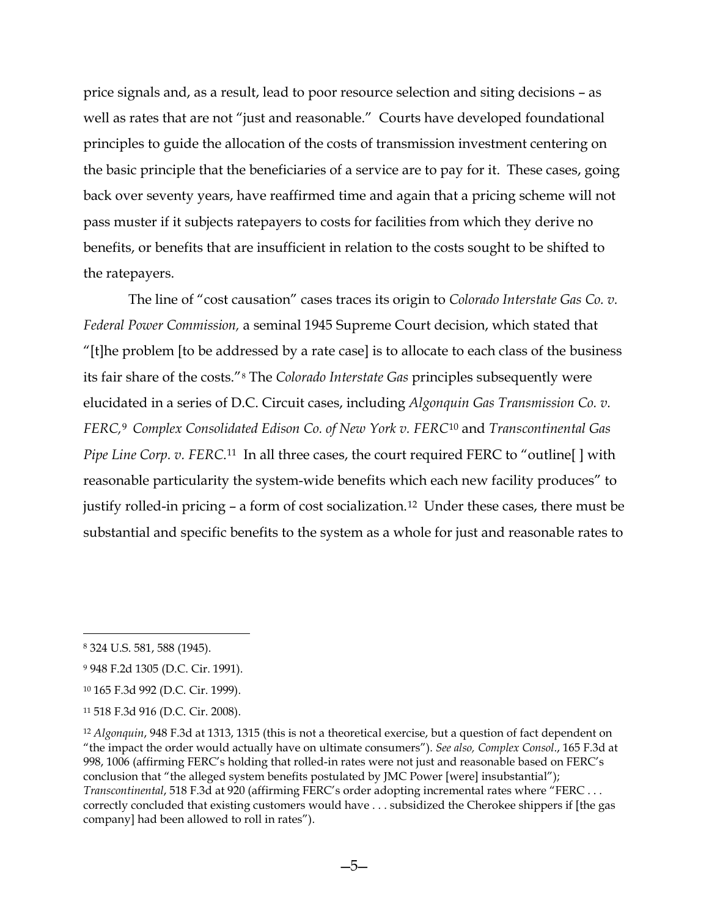price signals and, as a result, lead to poor resource selection and siting decisions – as well as rates that are not "just and reasonable." Courts have developed foundational principles to guide the allocation of the costs of transmission investment centering on the basic principle that the beneficiaries of a service are to pay for it. These cases, going back over seventy years, have reaffirmed time and again that a pricing scheme will not pass muster if it subjects ratepayers to costs for facilities from which they derive no benefits, or benefits that are insufficient in relation to the costs sought to be shifted to the ratepayers.

The line of "cost causation" cases traces its origin to *Colorado Interstate Gas Co. v. Federal Power Commission,* a seminal 1945 Supreme Court decision, which stated that "[t]he problem [to be addressed by a rate case] is to allocate to each class of the business its fair share of the costs."[8] The *Colorado Interstate Gas* principles subsequently were elucidated in a series of D.C. Circuit cases, including *Algonquin Gas Transmission Co. v. FERC,*[9] *Complex Consolidated Edison Co. of New York v. FERC*[10] and *Transcontinental Gas Pipe Line Corp. v. FERC*.[11] In all three cases, the court required FERC to "outline[ ] with reasonable particularity the system-wide benefits which each new facility produces" to justify rolled-in pricing – a form of cost socialization.[12] Under these cases, there must be substantial and specific benefits to the system as a whole for just and reasonable rates to

---

[8] 324 U.S. 581, 588 (1945).

[9] 948 F.2d 1305 (D.C. Cir. 1991).

[10] 165 F.3d 992 (D.C. Cir. 1999).

[11] 518 F.3d 916 (D.C. Cir. 2008).

[12] *Algonquin*, 948 F.3d at 1313, 1315 (this is not a theoretical exercise, but a question of fact dependent on "the impact the order would actually have on ultimate consumers"). *See also, Complex Consol*., 165 F.3d at 998, 1006 (affirming FERC's holding that rolled-in rates were not just and reasonable based on FERC's conclusion that "the alleged system benefits postulated by JMC Power [were] insubstantial"); *Transcontinental*, 518 F.3d at 920 (affirming FERC's order adopting incremental rates where "FERC . . . correctly concluded that existing customers would have . . . subsidized the Cherokee shippers if [the gas company] had been allowed to roll in rates").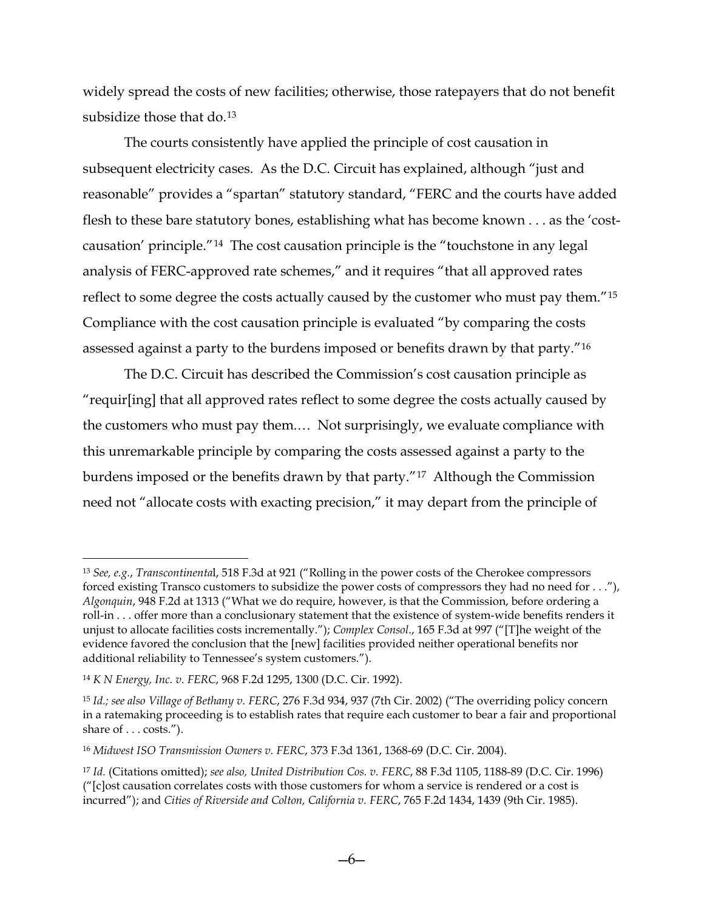widely spread the costs of new facilities; otherwise, those ratepayers that do not benefit subsidize those that do.[13]

The courts consistently have applied the principle of cost causation in subsequent electricity cases. As the D.C. Circuit has explained, although "just and reasonable" provides a "spartan" statutory standard, "FERC and the courts have added flesh to these bare statutory bones, establishing what has become known . . . as the 'cost-causation' principle."[14] The cost causation principle is the "touchstone in any legal analysis of FERC-approved rate schemes," and it requires "that all approved rates reflect to some degree the costs actually caused by the customer who must pay them."[15] Compliance with the cost causation principle is evaluated "by comparing the costs assessed against a party to the burdens imposed or benefits drawn by that party."[16]

The D.C. Circuit has described the Commission's cost causation principle as "requir[ing] that all approved rates reflect to some degree the costs actually caused by the customers who must pay them.… Not surprisingly, we evaluate compliance with this unremarkable principle by comparing the costs assessed against a party to the burdens imposed or the benefits drawn by that party."[17] Although the Commission need not "allocate costs with exacting precision," it may depart from the principle of

---

[13] *See, e.g.*, *Transcontinental*, 518 F.3d at 921 ("Rolling in the power costs of the Cherokee compressors forced existing Transco customers to subsidize the power costs of compressors they had no need for . . ."), *Algonquin*, 948 F.2d at 1313 ("What we do require, however, is that the Commission, before ordering a roll-in . . . offer more than a conclusionary statement that the existence of system-wide benefits renders it unjust to allocate facilities costs incrementally."); *Complex Consol*., 165 F.3d at 997 ("[T]he weight of the evidence favored the conclusion that the [new] facilities provided neither operational benefits nor additional reliability to Tennessee's system customers.").

[14] *K N Energy, Inc. v. FERC*, 968 F.2d 1295, 1300 (D.C. Cir. 1992).

[15] *Id.*; *see also Village of Bethany v. FERC*, 276 F.3d 934, 937 (7th Cir. 2002) ("The overriding policy concern in a ratemaking proceeding is to establish rates that require each customer to bear a fair and proportional share of . . . costs.").

[16] *Midwest ISO Transmission Owners v. FERC*, 373 F.3d 1361, 1368-69 (D.C. Cir. 2004).

[17] *Id.* (Citations omitted); *see also, United Distribution Cos. v. FERC*, 88 F.3d 1105, 1188-89 (D.C. Cir. 1996) ("[c]ost causation correlates costs with those customers for whom a service is rendered or a cost is incurred"); and *Cities of Riverside and Colton, California v. FERC*, 765 F.2d 1434, 1439 (9th Cir. 1985).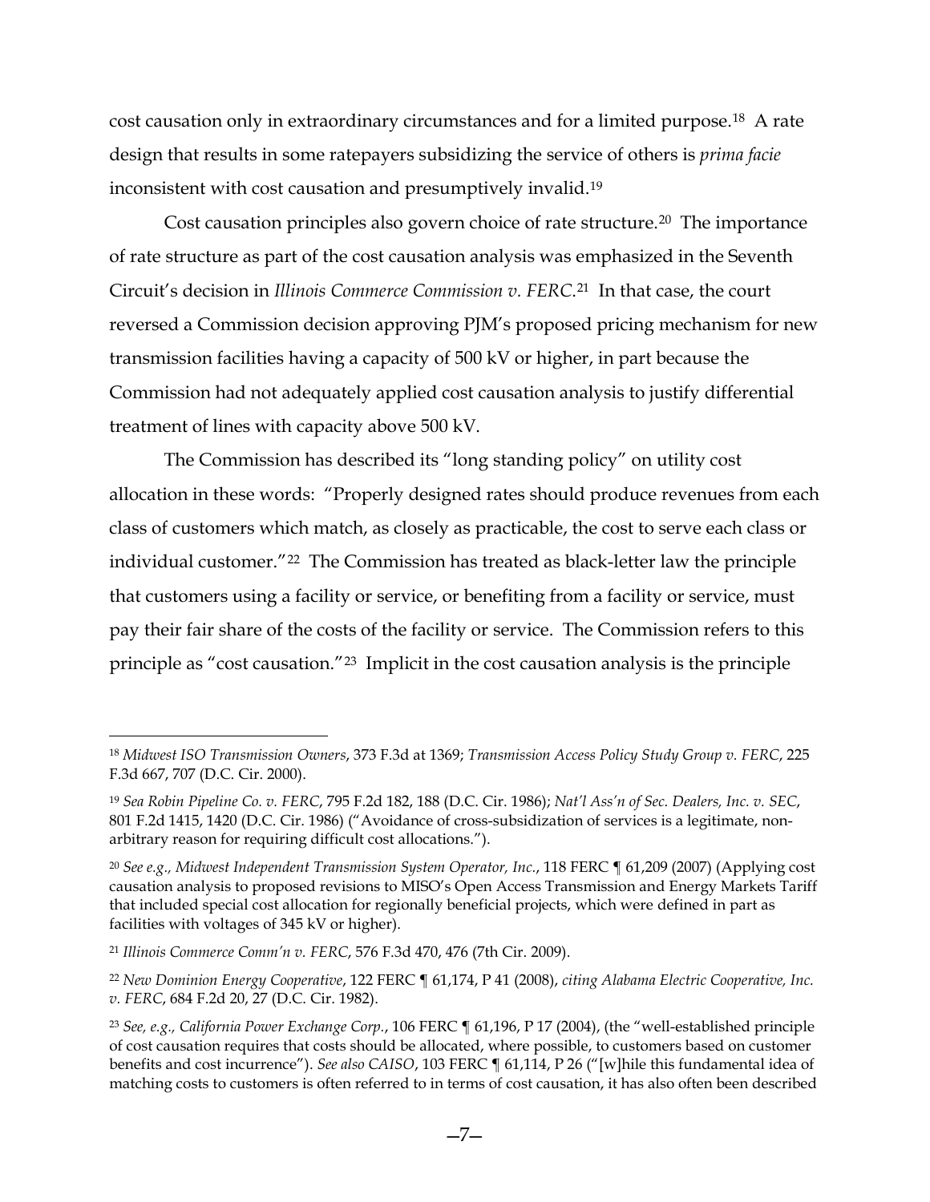cost causation only in extraordinary circumstances and for a limited purpose.[18] A rate design that results in some ratepayers subsidizing the service of others is *prima facie* inconsistent with cost causation and presumptively invalid.[19]

Cost causation principles also govern choice of rate structure.[20] The importance of rate structure as part of the cost causation analysis was emphasized in the Seventh Circuit's decision in *Illinois Commerce Commission v. FERC*.[21] In that case, the court reversed a Commission decision approving PJM's proposed pricing mechanism for new transmission facilities having a capacity of 500 kV or higher, in part because the Commission had not adequately applied cost causation analysis to justify differential treatment of lines with capacity above 500 kV.

The Commission has described its "long standing policy" on utility cost allocation in these words: "Properly designed rates should produce revenues from each class of customers which match, as closely as practicable, the cost to serve each class or individual customer."[22] The Commission has treated as black-letter law the principle that customers using a facility or service, or benefiting from a facility or service, must pay their fair share of the costs of the facility or service. The Commission refers to this principle as "cost causation."[23] Implicit in the cost causation analysis is the principle

---

[18] *Midwest ISO Transmission Owners*, 373 F.3d at 1369; *Transmission Access Policy Study Group v. FERC*, 225 F.3d 667, 707 (D.C. Cir. 2000).

[19] *Sea Robin Pipeline Co. v. FERC*, 795 F.2d 182, 188 (D.C. Cir. 1986); *Nat'l Ass'n of Sec. Dealers, Inc. v. SEC*, 801 F.2d 1415, 1420 (D.C. Cir. 1986) ("Avoidance of cross-subsidization of services is a legitimate, non-arbitrary reason for requiring difficult cost allocations.").

[20] *See e.g., Midwest Independent Transmission System Operator, Inc.*, 118 FERC ¶ 61,209 (2007) (Applying cost causation analysis to proposed revisions to MISO's Open Access Transmission and Energy Markets Tariff that included special cost allocation for regionally beneficial projects, which were defined in part as facilities with voltages of 345 kV or higher).

[21] *Illinois Commerce Comm'n v. FERC*, 576 F.3d 470, 476 (7th Cir. 2009).

[22] *New Dominion Energy Cooperative*, 122 FERC ¶ 61,174, P 41 (2008), *citing Alabama Electric Cooperative, Inc. v. FERC*, 684 F.2d 20, 27 (D.C. Cir. 1982).

[23] *See, e.g., California Power Exchange Corp.*, 106 FERC ¶ 61,196, P 17 (2004), (the "well-established principle of cost causation requires that costs should be allocated, where possible, to customers based on customer benefits and cost incurrence"). *See also CAISO*, 103 FERC ¶ 61,114, P 26 ("[w]hile this fundamental idea of matching costs to customers is often referred to in terms of cost causation, it has also often been described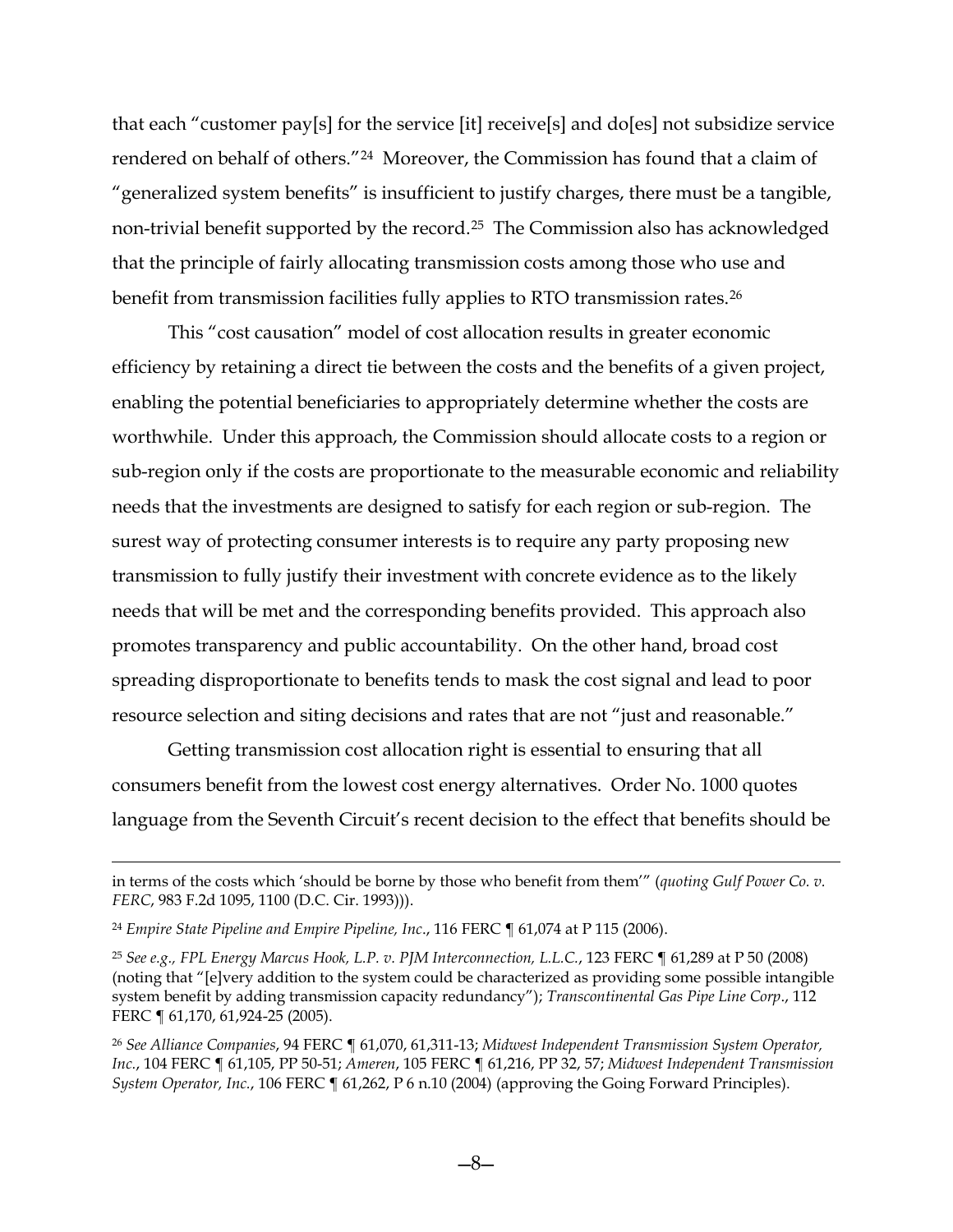that each "customer pay[s] for the service [it] receive[s] and do[es] not subsidize service rendered on behalf of others."[24] Moreover, the Commission has found that a claim of "generalized system benefits" is insufficient to justify charges, there must be a tangible, non-trivial benefit supported by the record.[25] The Commission also has acknowledged that the principle of fairly allocating transmission costs among those who use and benefit from transmission facilities fully applies to RTO transmission rates.[26]

This "cost causation" model of cost allocation results in greater economic efficiency by retaining a direct tie between the costs and the benefits of a given project, enabling the potential beneficiaries to appropriately determine whether the costs are worthwhile. Under this approach, the Commission should allocate costs to a region or sub-region only if the costs are proportionate to the measurable economic and reliability needs that the investments are designed to satisfy for each region or sub-region. The surest way of protecting consumer interests is to require any party proposing new transmission to fully justify their investment with concrete evidence as to the likely needs that will be met and the corresponding benefits provided. This approach also promotes transparency and public accountability. On the other hand, broad cost spreading disproportionate to benefits tends to mask the cost signal and lead to poor resource selection and siting decisions and rates that are not "just and reasonable."

Getting transmission cost allocation right is essential to ensuring that all consumers benefit from the lowest cost energy alternatives. Order No. 1000 quotes language from the Seventh Circuit's recent decision to the effect that benefits should be

---

in terms of the costs which 'should be borne by those who benefit from them'" (*quoting Gulf Power Co. v. FERC*, 983 F.2d 1095, 1100 (D.C. Cir. 1993))).

[24] *Empire State Pipeline and Empire Pipeline, Inc*., 116 FERC ¶ 61,074 at P 115 (2006).

[25] *See e.g., FPL Energy Marcus Hook, L.P. v. PJM Interconnection, L.L.C.*, 123 FERC ¶ 61,289 at P 50 (2008) (noting that "[e]very addition to the system could be characterized as providing some possible intangible system benefit by adding transmission capacity redundancy"); *Transcontinental Gas Pipe Line Corp*., 112 FERC ¶ 61,170, 61,924-25 (2005).

[26] *See Alliance Companies*, 94 FERC ¶ 61,070, 61,311-13; *Midwest Independent Transmission System Operator, Inc.*, 104 FERC ¶ 61,105, PP 50-51; *Ameren*, 105 FERC ¶ 61,216, PP 32, 57; *Midwest Independent Transmission System Operator, Inc.*, 106 FERC ¶ 61,262, P 6 n.10 (2004) (approving the Going Forward Principles).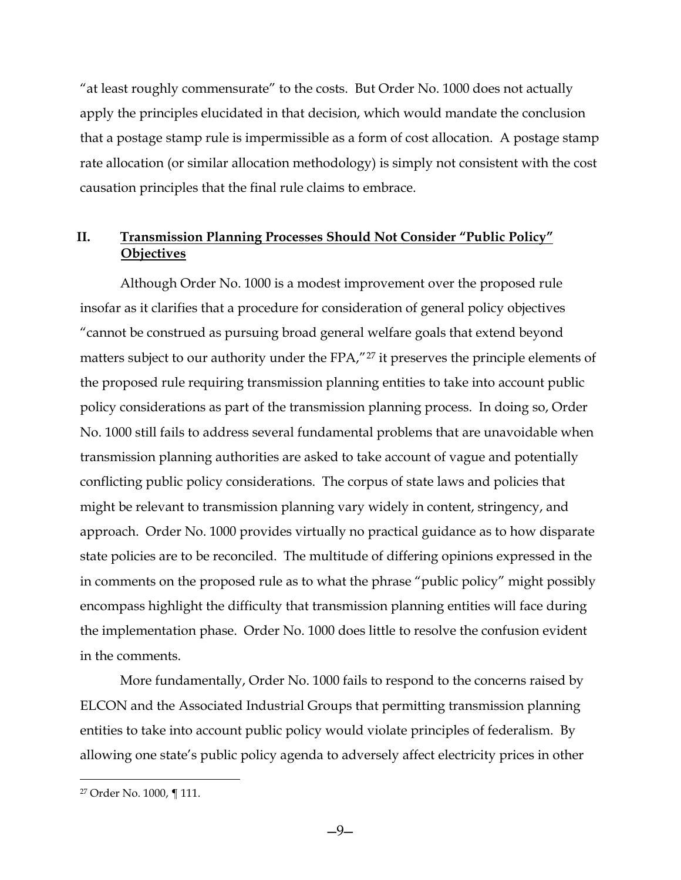"at least roughly commensurate" to the costs. But Order No. 1000 does not actually apply the principles elucidated in that decision, which would mandate the conclusion that a postage stamp rule is impermissible as a form of cost allocation. A postage stamp rate allocation (or similar allocation methodology) is simply not consistent with the cost causation principles that the final rule claims to embrace.

## II. Transmission Planning Processes Should Not Consider "Public Policy" Objectives

Although Order No. 1000 is a modest improvement over the proposed rule insofar as it clarifies that a procedure for consideration of general policy objectives "cannot be construed as pursuing broad general welfare goals that extend beyond matters subject to our authority under the FPA,"[27] it preserves the principle elements of the proposed rule requiring transmission planning entities to take into account public policy considerations as part of the transmission planning process. In doing so, Order No. 1000 still fails to address several fundamental problems that are unavoidable when transmission planning authorities are asked to take account of vague and potentially conflicting public policy considerations. The corpus of state laws and policies that might be relevant to transmission planning vary widely in content, stringency, and approach. Order No. 1000 provides virtually no practical guidance as to how disparate state policies are to be reconciled. The multitude of differing opinions expressed in the in comments on the proposed rule as to what the phrase "public policy" might possibly encompass highlight the difficulty that transmission planning entities will face during the implementation phase. Order No. 1000 does little to resolve the confusion evident in the comments.

More fundamentally, Order No. 1000 fails to respond to the concerns raised by ELCON and the Associated Industrial Groups that permitting transmission planning entities to take into account public policy would violate principles of federalism. By allowing one state's public policy agenda to adversely affect electricity prices in other

---

[27] Order No. 1000, ¶ 111.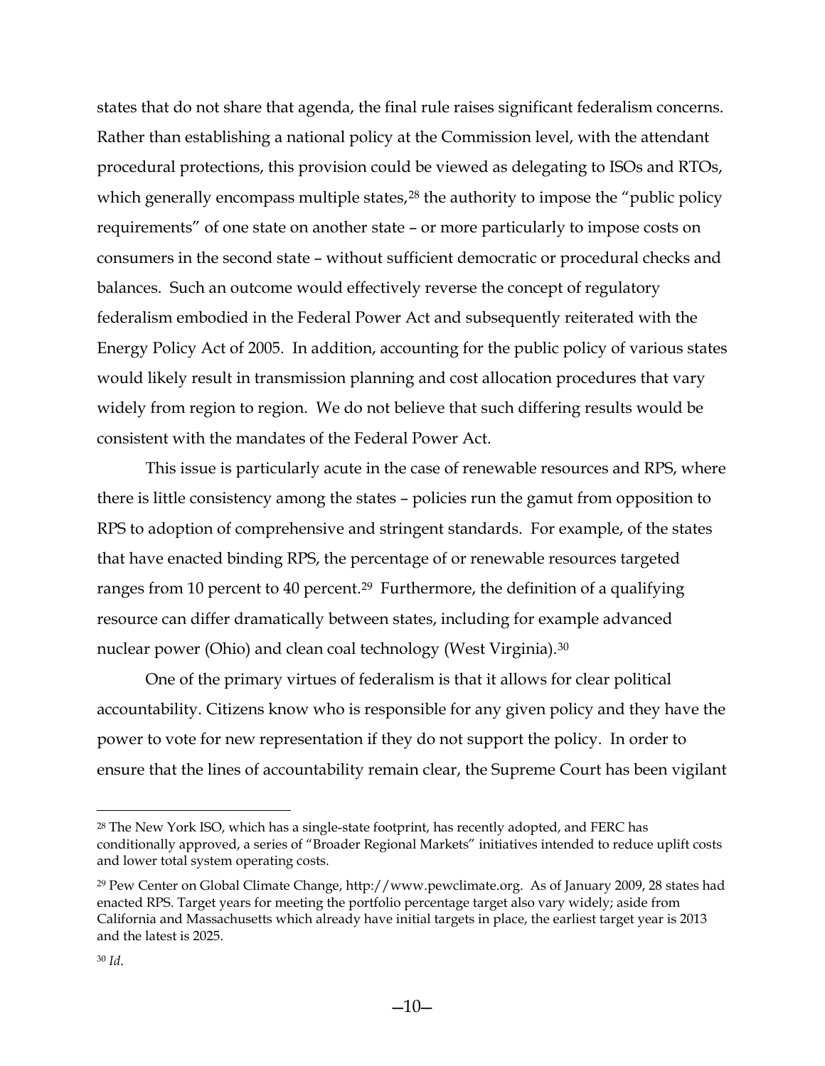states that do not share that agenda, the final rule raises significant federalism concerns. Rather than establishing a national policy at the Commission level, with the attendant procedural protections, this provision could be viewed as delegating to ISOs and RTOs, which generally encompass multiple states,[28] the authority to impose the "public policy requirements" of one state on another state – or more particularly to impose costs on consumers in the second state – without sufficient democratic or procedural checks and balances. Such an outcome would effectively reverse the concept of regulatory federalism embodied in the Federal Power Act and subsequently reiterated with the Energy Policy Act of 2005. In addition, accounting for the public policy of various states would likely result in transmission planning and cost allocation procedures that vary widely from region to region. We do not believe that such differing results would be consistent with the mandates of the Federal Power Act.

This issue is particularly acute in the case of renewable resources and RPS, where there is little consistency among the states – policies run the gamut from opposition to RPS to adoption of comprehensive and stringent standards. For example, of the states that have enacted binding RPS, the percentage of or renewable resources targeted ranges from 10 percent to 40 percent.[29] Furthermore, the definition of a qualifying resource can differ dramatically between states, including for example advanced nuclear power (Ohio) and clean coal technology (West Virginia).[30]

One of the primary virtues of federalism is that it allows for clear political accountability. Citizens know who is responsible for any given policy and they have the power to vote for new representation if they do not support the policy. In order to ensure that the lines of accountability remain clear, the Supreme Court has been vigilant

---

[28] The New York ISO, which has a single-state footprint, has recently adopted, and FERC has conditionally approved, a series of "Broader Regional Markets" initiatives intended to reduce uplift costs and lower total system operating costs.

[29] Pew Center on Global Climate Change, http://www.pewclimate.org. As of January 2009, 28 states had enacted RPS. Target years for meeting the portfolio percentage target also vary widely; aside from California and Massachusetts which already have initial targets in place, the earliest target year is 2013 and the latest is 2025.

[30] *Id*.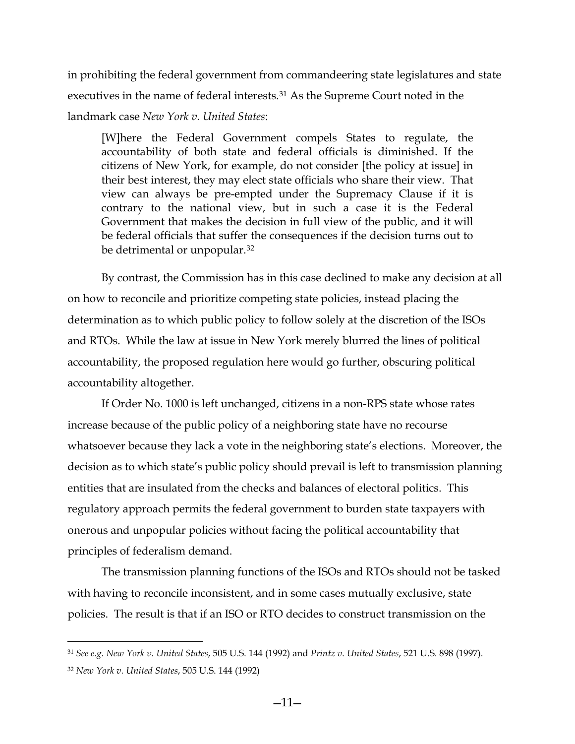in prohibiting the federal government from commandeering state legislatures and state executives in the name of federal interests.[31] As the Supreme Court noted in the landmark case *New York v. United States*:

> [W]here the Federal Government compels States to regulate, the accountability of both state and federal officials is diminished. If the citizens of New York, for example, do not consider [the policy at issue] in their best interest, they may elect state officials who share their view. That view can always be pre-empted under the Supremacy Clause if it is contrary to the national view, but in such a case it is the Federal Government that makes the decision in full view of the public, and it will be federal officials that suffer the consequences if the decision turns out to be detrimental or unpopular.[32]

By contrast, the Commission has in this case declined to make any decision at all on how to reconcile and prioritize competing state policies, instead placing the determination as to which public policy to follow solely at the discretion of the ISOs and RTOs. While the law at issue in New York merely blurred the lines of political accountability, the proposed regulation here would go further, obscuring political accountability altogether.

If Order No. 1000 is left unchanged, citizens in a non-RPS state whose rates increase because of the public policy of a neighboring state have no recourse whatsoever because they lack a vote in the neighboring state's elections. Moreover, the decision as to which state's public policy should prevail is left to transmission planning entities that are insulated from the checks and balances of electoral politics. This regulatory approach permits the federal government to burden state taxpayers with onerous and unpopular policies without facing the political accountability that principles of federalism demand.

The transmission planning functions of the ISOs and RTOs should not be tasked with having to reconcile inconsistent, and in some cases mutually exclusive, state policies. The result is that if an ISO or RTO decides to construct transmission on the

---

[31] *See e.g. New York v. United States*, 505 U.S. 144 (1992) and *Printz v. United States*, 521 U.S. 898 (1997).

[32] *New York v. United States*, 505 U.S. 144 (1992)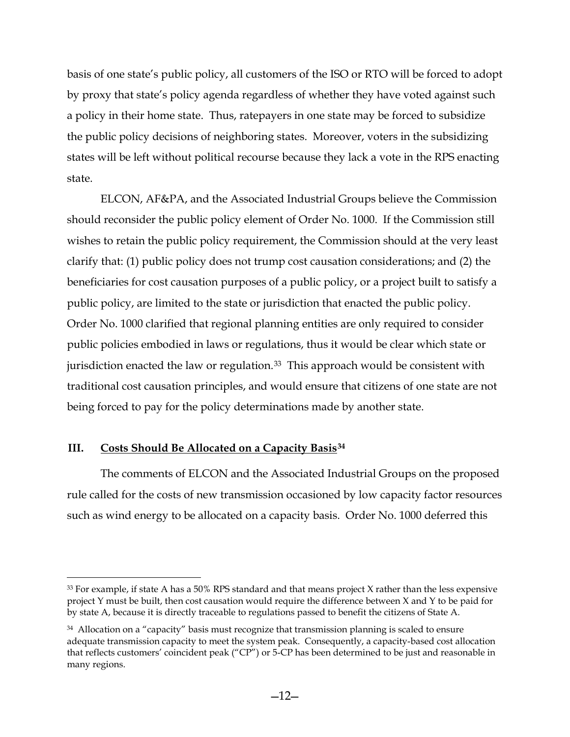basis of one state's public policy, all customers of the ISO or RTO will be forced to adopt by proxy that state's policy agenda regardless of whether they have voted against such a policy in their home state. Thus, ratepayers in one state may be forced to subsidize the public policy decisions of neighboring states. Moreover, voters in the subsidizing states will be left without political recourse because they lack a vote in the RPS enacting state.

ELCON, AF&PA, and the Associated Industrial Groups believe the Commission should reconsider the public policy element of Order No. 1000. If the Commission still wishes to retain the public policy requirement, the Commission should at the very least clarify that: (1) public policy does not trump cost causation considerations; and (2) the beneficiaries for cost causation purposes of a public policy, or a project built to satisfy a public policy, are limited to the state or jurisdiction that enacted the public policy. Order No. 1000 clarified that regional planning entities are only required to consider public policies embodied in laws or regulations, thus it would be clear which state or jurisdiction enacted the law or regulation.[33] This approach would be consistent with traditional cost causation principles, and would ensure that citizens of one state are not being forced to pay for the policy determinations made by another state.

## III. Costs Should Be Allocated on a Capacity Basis[34]

The comments of ELCON and the Associated Industrial Groups on the proposed rule called for the costs of new transmission occasioned by low capacity factor resources such as wind energy to be allocated on a capacity basis. Order No. 1000 deferred this

---

[33] For example, if state A has a 50% RPS standard and that means project X rather than the less expensive project Y must be built, then cost causation would require the difference between X and Y to be paid for by state A, because it is directly traceable to regulations passed to benefit the citizens of State A.

[34] Allocation on a "capacity" basis must recognize that transmission planning is scaled to ensure adequate transmission capacity to meet the system peak. Consequently, a capacity-based cost allocation that reflects customers' coincident peak ("CP") or 5-CP has been determined to be just and reasonable in many regions.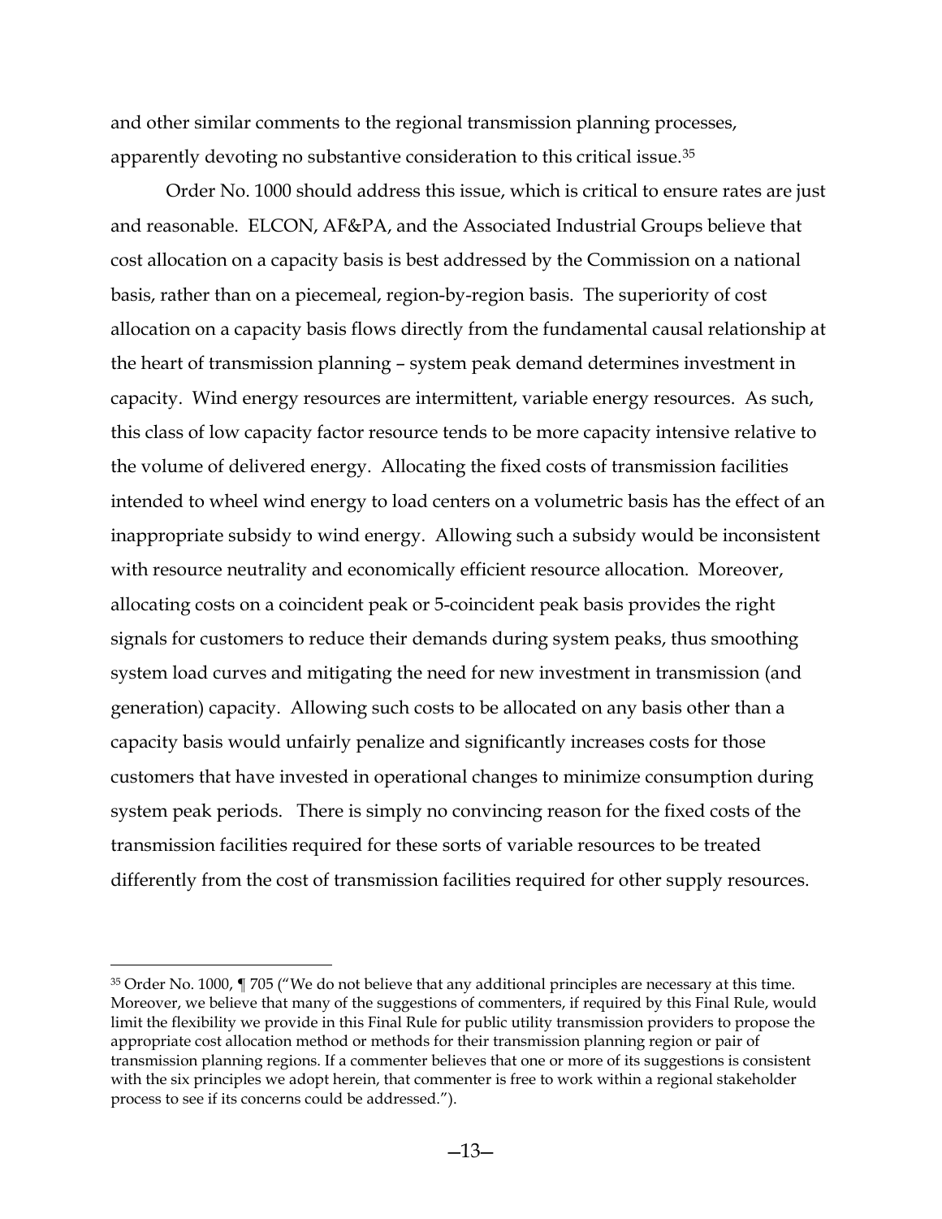and other similar comments to the regional transmission planning processes, apparently devoting no substantive consideration to this critical issue.[35]

Order No. 1000 should address this issue, which is critical to ensure rates are just and reasonable. ELCON, AF&PA, and the Associated Industrial Groups believe that cost allocation on a capacity basis is best addressed by the Commission on a national basis, rather than on a piecemeal, region-by-region basis. The superiority of cost allocation on a capacity basis flows directly from the fundamental causal relationship at the heart of transmission planning – system peak demand determines investment in capacity. Wind energy resources are intermittent, variable energy resources. As such, this class of low capacity factor resource tends to be more capacity intensive relative to the volume of delivered energy. Allocating the fixed costs of transmission facilities intended to wheel wind energy to load centers on a volumetric basis has the effect of an inappropriate subsidy to wind energy. Allowing such a subsidy would be inconsistent with resource neutrality and economically efficient resource allocation. Moreover, allocating costs on a coincident peak or 5-coincident peak basis provides the right signals for customers to reduce their demands during system peaks, thus smoothing system load curves and mitigating the need for new investment in transmission (and generation) capacity. Allowing such costs to be allocated on any basis other than a capacity basis would unfairly penalize and significantly increases costs for those customers that have invested in operational changes to minimize consumption during system peak periods. There is simply no convincing reason for the fixed costs of the transmission facilities required for these sorts of variable resources to be treated differently from the cost of transmission facilities required for other supply resources.

[35] Order No. 1000, ¶ 705 ("We do not believe that any additional principles are necessary at this time. Moreover, we believe that many of the suggestions of commenters, if required by this Final Rule, would limit the flexibility we provide in this Final Rule for public utility transmission providers to propose the appropriate cost allocation method or methods for their transmission planning region or pair of transmission planning regions. If a commenter believes that one or more of its suggestions is consistent with the six principles we adopt herein, that commenter is free to work within a regional stakeholder process to see if its concerns could be addressed.").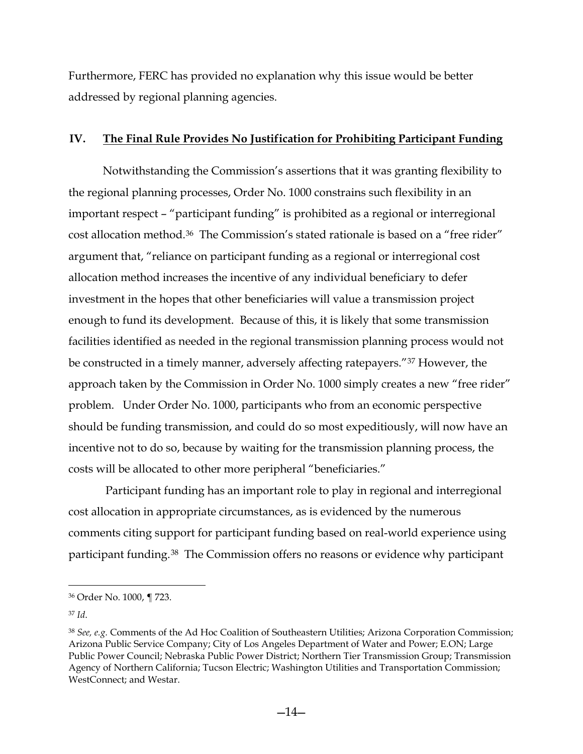Furthermore, FERC has provided no explanation why this issue would be better addressed by regional planning agencies.

## IV. The Final Rule Provides No Justification for Prohibiting Participant Funding

Notwithstanding the Commission's assertions that it was granting flexibility to the regional planning processes, Order No. 1000 constrains such flexibility in an important respect – "participant funding" is prohibited as a regional or interregional cost allocation method.[36] The Commission's stated rationale is based on a "free rider" argument that, "reliance on participant funding as a regional or interregional cost allocation method increases the incentive of any individual beneficiary to defer investment in the hopes that other beneficiaries will value a transmission project enough to fund its development. Because of this, it is likely that some transmission facilities identified as needed in the regional transmission planning process would not be constructed in a timely manner, adversely affecting ratepayers."[37] However, the approach taken by the Commission in Order No. 1000 simply creates a new "free rider" problem. Under Order No. 1000, participants who from an economic perspective should be funding transmission, and could do so most expeditiously, will now have an incentive not to do so, because by waiting for the transmission planning process, the costs will be allocated to other more peripheral "beneficiaries."

Participant funding has an important role to play in regional and interregional cost allocation in appropriate circumstances, as is evidenced by the numerous comments citing support for participant funding based on real-world experience using participant funding.[38] The Commission offers no reasons or evidence why participant

---

[36] Order No. 1000, ¶ 723.

[37] *Id*.

[38] *See, e.g.* Comments of the Ad Hoc Coalition of Southeastern Utilities; Arizona Corporation Commission; Arizona Public Service Company; City of Los Angeles Department of Water and Power; E.ON; Large Public Power Council; Nebraska Public Power District; Northern Tier Transmission Group; Transmission Agency of Northern California; Tucson Electric; Washington Utilities and Transportation Commission; WestConnect; and Westar.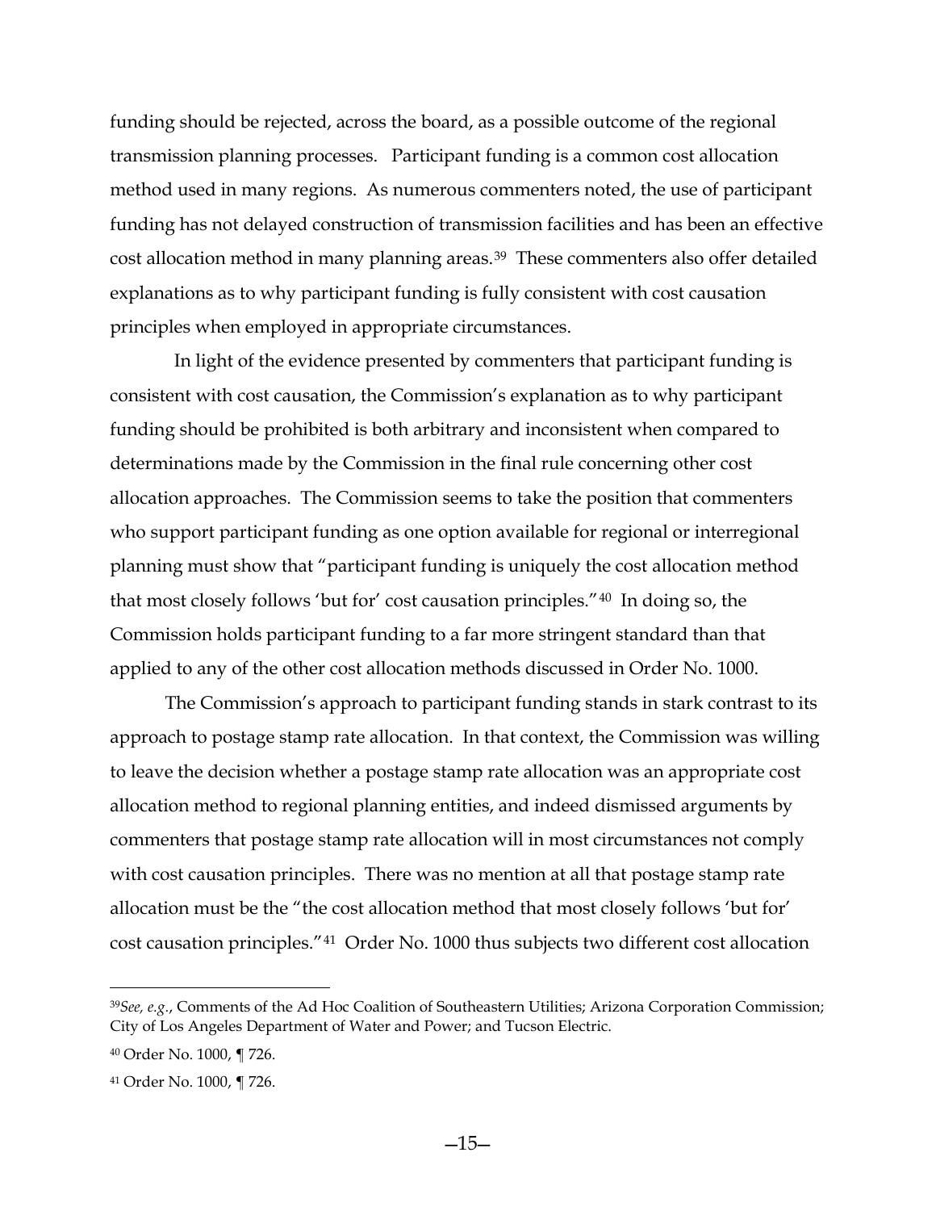funding should be rejected, across the board, as a possible outcome of the regional transmission planning processes. Participant funding is a common cost allocation method used in many regions. As numerous commenters noted, the use of participant funding has not delayed construction of transmission facilities and has been an effective cost allocation method in many planning areas.[39] These commenters also offer detailed explanations as to why participant funding is fully consistent with cost causation principles when employed in appropriate circumstances.

In light of the evidence presented by commenters that participant funding is consistent with cost causation, the Commission's explanation as to why participant funding should be prohibited is both arbitrary and inconsistent when compared to determinations made by the Commission in the final rule concerning other cost allocation approaches. The Commission seems to take the position that commenters who support participant funding as one option available for regional or interregional planning must show that "participant funding is uniquely the cost allocation method that most closely follows 'but for' cost causation principles."[40] In doing so, the Commission holds participant funding to a far more stringent standard than that applied to any of the other cost allocation methods discussed in Order No. 1000.

The Commission's approach to participant funding stands in stark contrast to its approach to postage stamp rate allocation. In that context, the Commission was willing to leave the decision whether a postage stamp rate allocation was an appropriate cost allocation method to regional planning entities, and indeed dismissed arguments by commenters that postage stamp rate allocation will in most circumstances not comply with cost causation principles. There was no mention at all that postage stamp rate allocation must be the "the cost allocation method that most closely follows 'but for' cost causation principles."[41] Order No. 1000 thus subjects two different cost allocation

---

[39] *See, e.g.*, Comments of the Ad Hoc Coalition of Southeastern Utilities; Arizona Corporation Commission; City of Los Angeles Department of Water and Power; and Tucson Electric.

[40] Order No. 1000, ¶ 726.

[41] Order No. 1000, ¶ 726.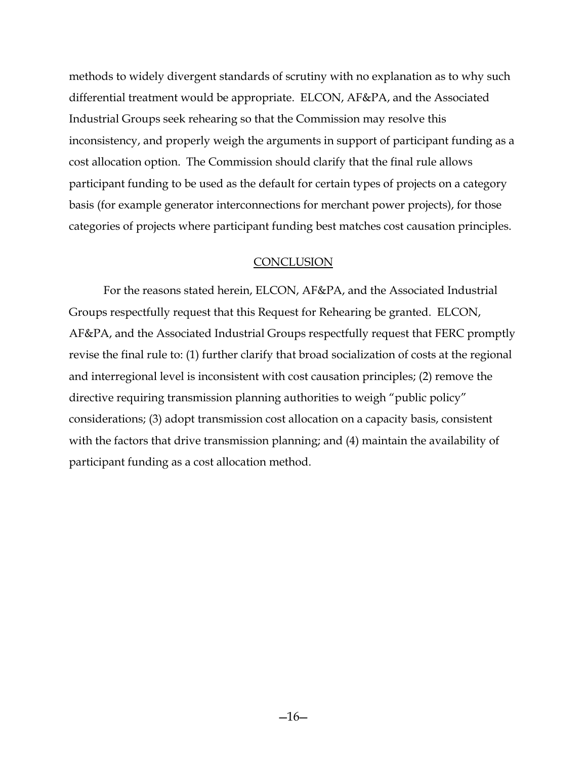methods to widely divergent standards of scrutiny with no explanation as to why such differential treatment would be appropriate. ELCON, AF&PA, and the Associated Industrial Groups seek rehearing so that the Commission may resolve this inconsistency, and properly weigh the arguments in support of participant funding as a cost allocation option. The Commission should clarify that the final rule allows participant funding to be used as the default for certain types of projects on a category basis (for example generator interconnections for merchant power projects), for those categories of projects where participant funding best matches cost causation principles.

## CONCLUSION

For the reasons stated herein, ELCON, AF&PA, and the Associated Industrial Groups respectfully request that this Request for Rehearing be granted. ELCON, AF&PA, and the Associated Industrial Groups respectfully request that FERC promptly revise the final rule to: (1) further clarify that broad socialization of costs at the regional and interregional level is inconsistent with cost causation principles; (2) remove the directive requiring transmission planning authorities to weigh "public policy" considerations; (3) adopt transmission cost allocation on a capacity basis, consistent with the factors that drive transmission planning; and (4) maintain the availability of participant funding as a cost allocation method.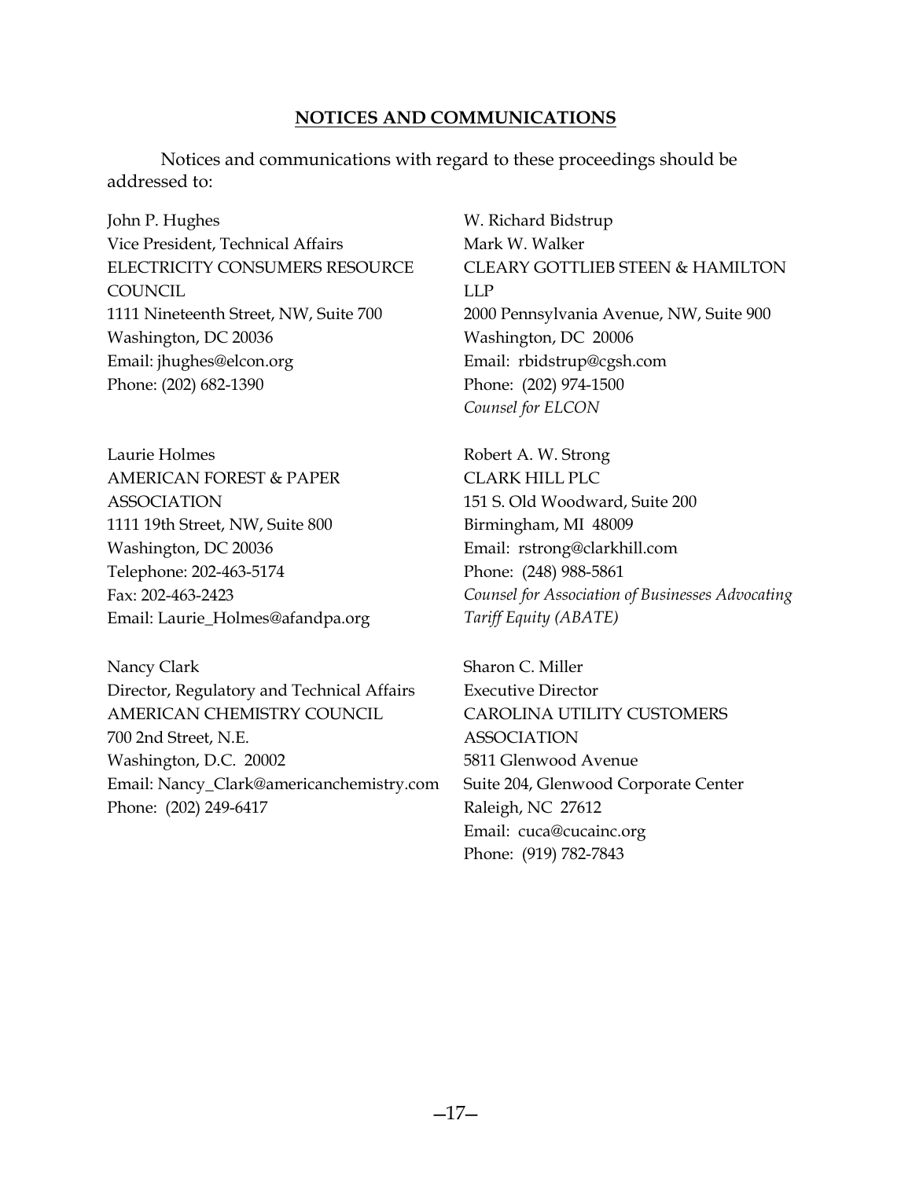## NOTICES AND COMMUNICATIONS

Notices and communications with regard to these proceedings should be addressed to:

John P. Hughes
Vice President, Technical Affairs
ELECTRICITY CONSUMERS RESOURCE COUNCIL
1111 Nineteenth Street, NW, Suite 700
Washington, DC 20036
Email: jhughes@elcon.org
Phone: (202) 682-1390

W. Richard Bidstrup
Mark W. Walker
CLEARY GOTTLIEB STEEN & HAMILTON LLP
2000 Pennsylvania Avenue, NW, Suite 900
Washington, DC 20006
Email: rbidstrup@cgsh.com
Phone: (202) 974-1500
*Counsel for ELCON*

Laurie Holmes
AMERICAN FOREST & PAPER ASSOCIATION
1111 19th Street, NW, Suite 800
Washington, DC 20036
Telephone: 202-463-5174
Fax: 202-463-2423
Email: Laurie_Holmes@afandpa.org

Robert A. W. Strong
CLARK HILL PLC
151 S. Old Woodward, Suite 200
Birmingham, MI 48009
Email: rstrong@clarkhill.com
Phone: (248) 988-5861
*Counsel for Association of Businesses Advocating Tariff Equity (ABATE)*

Nancy Clark
Director, Regulatory and Technical Affairs
AMERICAN CHEMISTRY COUNCIL
700 2nd Street, N.E.
Washington, D.C. 20002
Email: Nancy_Clark@americanchemistry.com
Phone: (202) 249-6417

Sharon C. Miller
Executive Director
CAROLINA UTILITY CUSTOMERS ASSOCIATION
5811 Glenwood Avenue
Suite 204, Glenwood Corporate Center
Raleigh, NC 27612
Email: cuca@cucainc.org
Phone: (919) 782-7843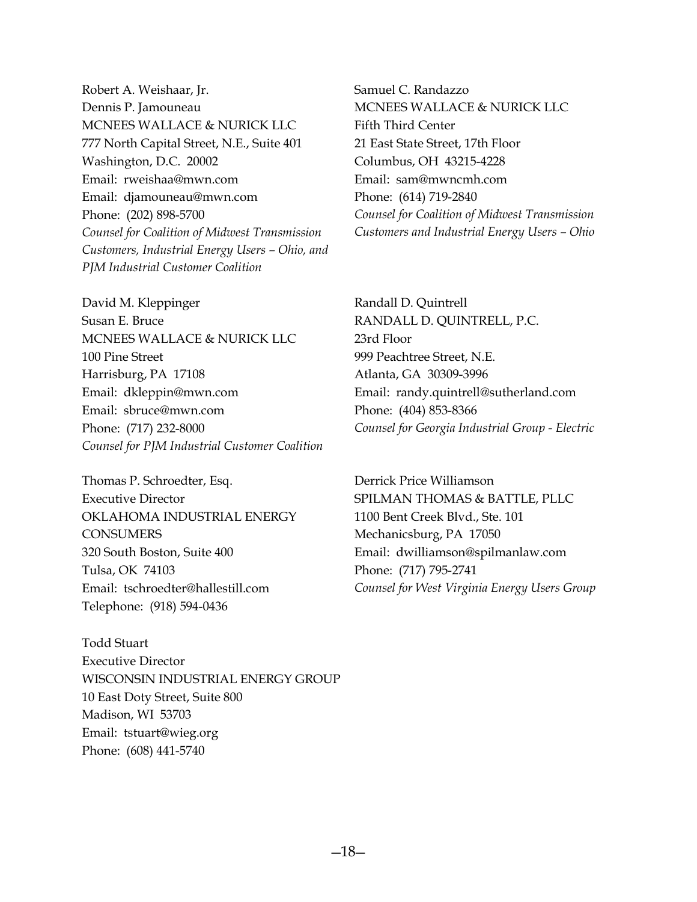Robert A. Weishaar, Jr.
Dennis P. Jamouneau
MCNEES WALLACE & NURICK LLC
777 North Capital Street, N.E., Suite 401
Washington, D.C. 20002
Email: rweishaa@mwn.com
Email: djamouneau@mwn.com
Phone: (202) 898-5700
*Counsel for Coalition of Midwest Transmission Customers, Industrial Energy Users – Ohio, and PJM Industrial Customer Coalition*

Samuel C. Randazzo
MCNEES WALLACE & NURICK LLC
Fifth Third Center
21 East State Street, 17th Floor
Columbus, OH 43215-4228
Email: sam@mwncmh.com
Phone: (614) 719-2840
*Counsel for Coalition of Midwest Transmission Customers and Industrial Energy Users – Ohio*

David M. Kleppinger
Susan E. Bruce
MCNEES WALLACE & NURICK LLC
100 Pine Street
Harrisburg, PA 17108
Email: dkleppin@mwn.com
Email: sbruce@mwn.com
Phone: (717) 232-8000
*Counsel for PJM Industrial Customer Coalition*

Randall D. Quintrell
RANDALL D. QUINTRELL, P.C.
23rd Floor
999 Peachtree Street, N.E.
Atlanta, GA 30309-3996
Email: randy.quintrell@sutherland.com
Phone: (404) 853-8366
*Counsel for Georgia Industrial Group - Electric*

Thomas P. Schroedter, Esq.
Executive Director
OKLAHOMA INDUSTRIAL ENERGY CONSUMERS
320 South Boston, Suite 400
Tulsa, OK 74103
Email: tschroedter@hallestill.com
Telephone: (918) 594-0436

Derrick Price Williamson
SPILMAN THOMAS & BATTLE, PLLC
1100 Bent Creek Blvd., Ste. 101
Mechanicsburg, PA 17050
Email: dwilliamson@spilmanlaw.com
Phone: (717) 795-2741
*Counsel for West Virginia Energy Users Group*

Todd Stuart
Executive Director
WISCONSIN INDUSTRIAL ENERGY GROUP
10 East Doty Street, Suite 800
Madison, WI 53703
Email: tstuart@wieg.org
Phone: (608) 441-5740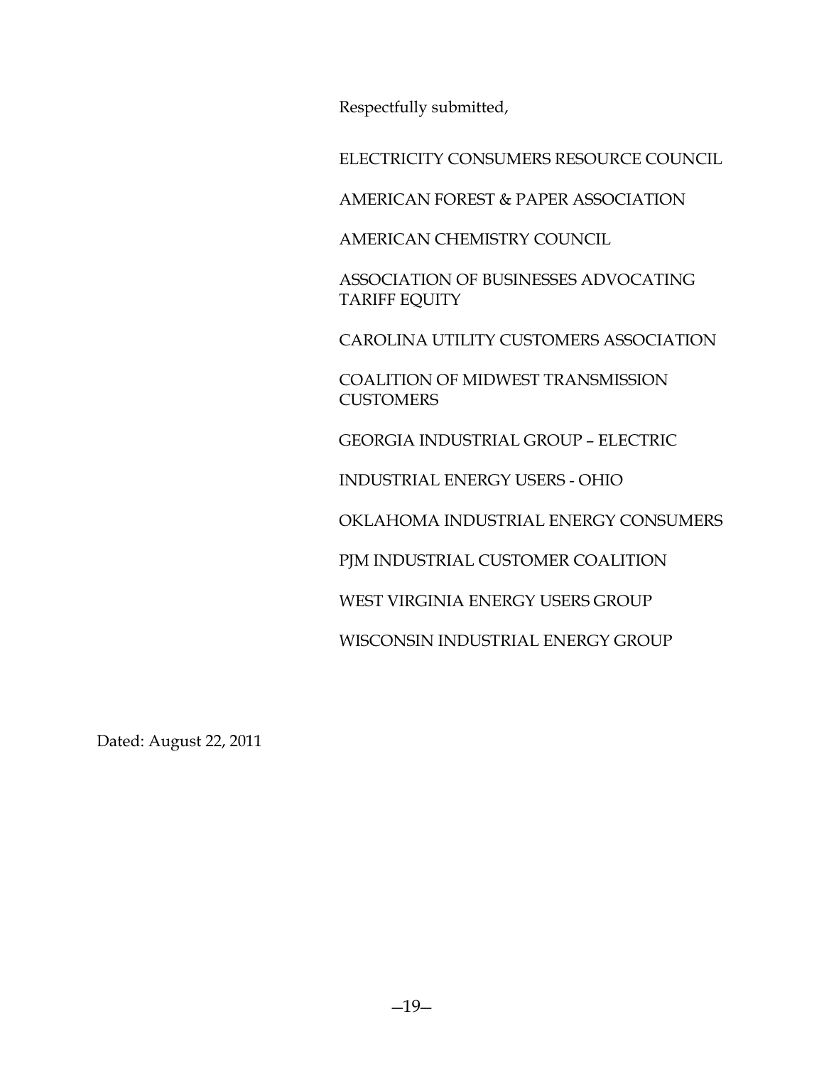Respectfully submitted,

ELECTRICITY CONSUMERS RESOURCE COUNCIL

AMERICAN FOREST & PAPER ASSOCIATION

AMERICAN CHEMISTRY COUNCIL

ASSOCIATION OF BUSINESSES ADVOCATING TARIFF EQUITY

CAROLINA UTILITY CUSTOMERS ASSOCIATION

COALITION OF MIDWEST TRANSMISSION CUSTOMERS

GEORGIA INDUSTRIAL GROUP – ELECTRIC

INDUSTRIAL ENERGY USERS - OHIO

OKLAHOMA INDUSTRIAL ENERGY CONSUMERS

PJM INDUSTRIAL CUSTOMER COALITION

WEST VIRGINIA ENERGY USERS GROUP

WISCONSIN INDUSTRIAL ENERGY GROUP

Dated: August 22, 2011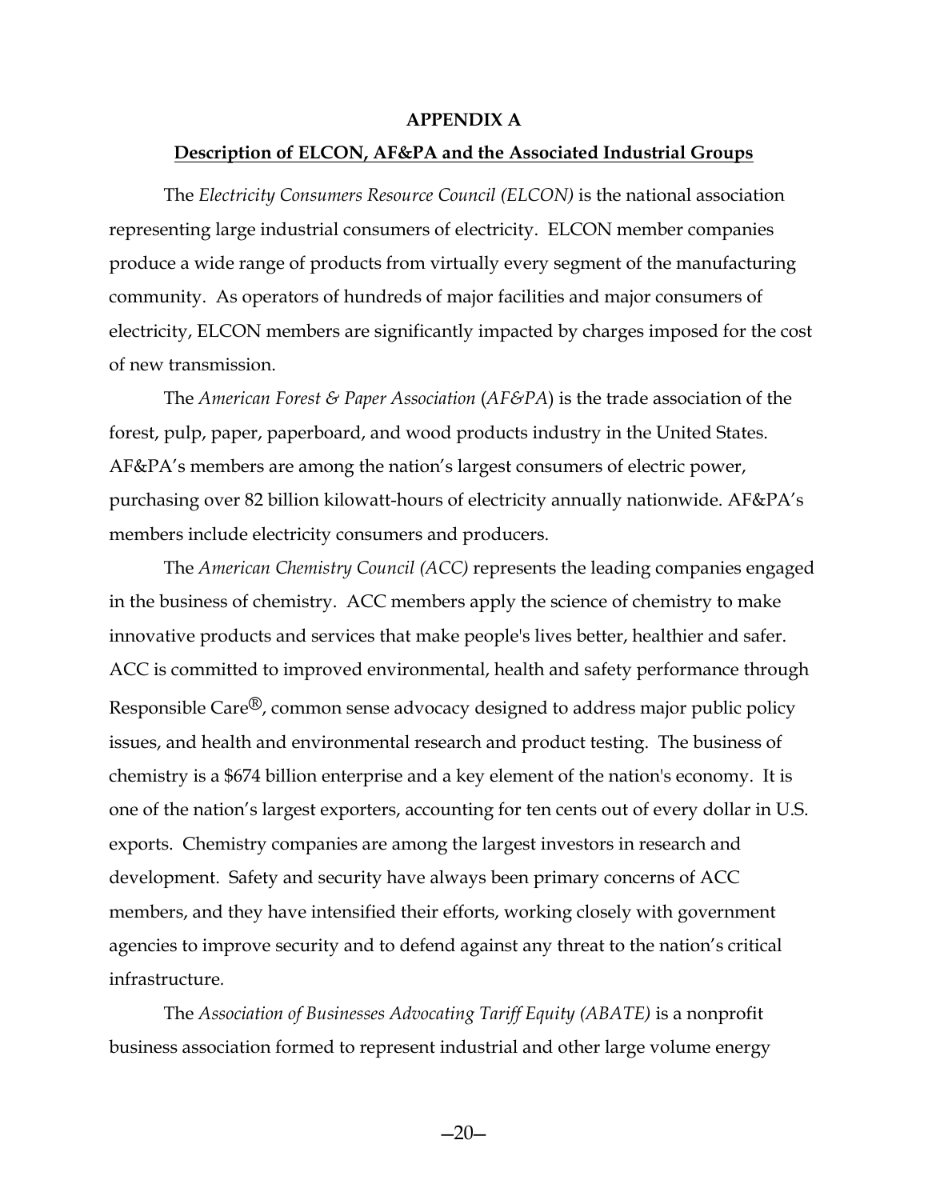## APPENDIX A

**Description of ELCON, AF&PA and the Associated Industrial Groups**

The *Electricity Consumers Resource Council (ELCON)* is the national association representing large industrial consumers of electricity. ELCON member companies produce a wide range of products from virtually every segment of the manufacturing community. As operators of hundreds of major facilities and major consumers of electricity, ELCON members are significantly impacted by charges imposed for the cost of new transmission.

The *American Forest & Paper Association* (*AF&PA*) is the trade association of the forest, pulp, paper, paperboard, and wood products industry in the United States. AF&PA's members are among the nation's largest consumers of electric power, purchasing over 82 billion kilowatt-hours of electricity annually nationwide. AF&PA's members include electricity consumers and producers.

The *American Chemistry Council (ACC)* represents the leading companies engaged in the business of chemistry. ACC members apply the science of chemistry to make innovative products and services that make people's lives better, healthier and safer. ACC is committed to improved environmental, health and safety performance through Responsible Care®, common sense advocacy designed to address major public policy issues, and health and environmental research and product testing. The business of chemistry is a $674 billion enterprise and a key element of the nation's economy. It is one of the nation's largest exporters, accounting for ten cents out of every dollar in U.S. exports. Chemistry companies are among the largest investors in research and development. Safety and security have always been primary concerns of ACC members, and they have intensified their efforts, working closely with government agencies to improve security and to defend against any threat to the nation's critical infrastructure.

The *Association of Businesses Advocating Tariff Equity (ABATE)* is a nonprofit business association formed to represent industrial and other large volume energy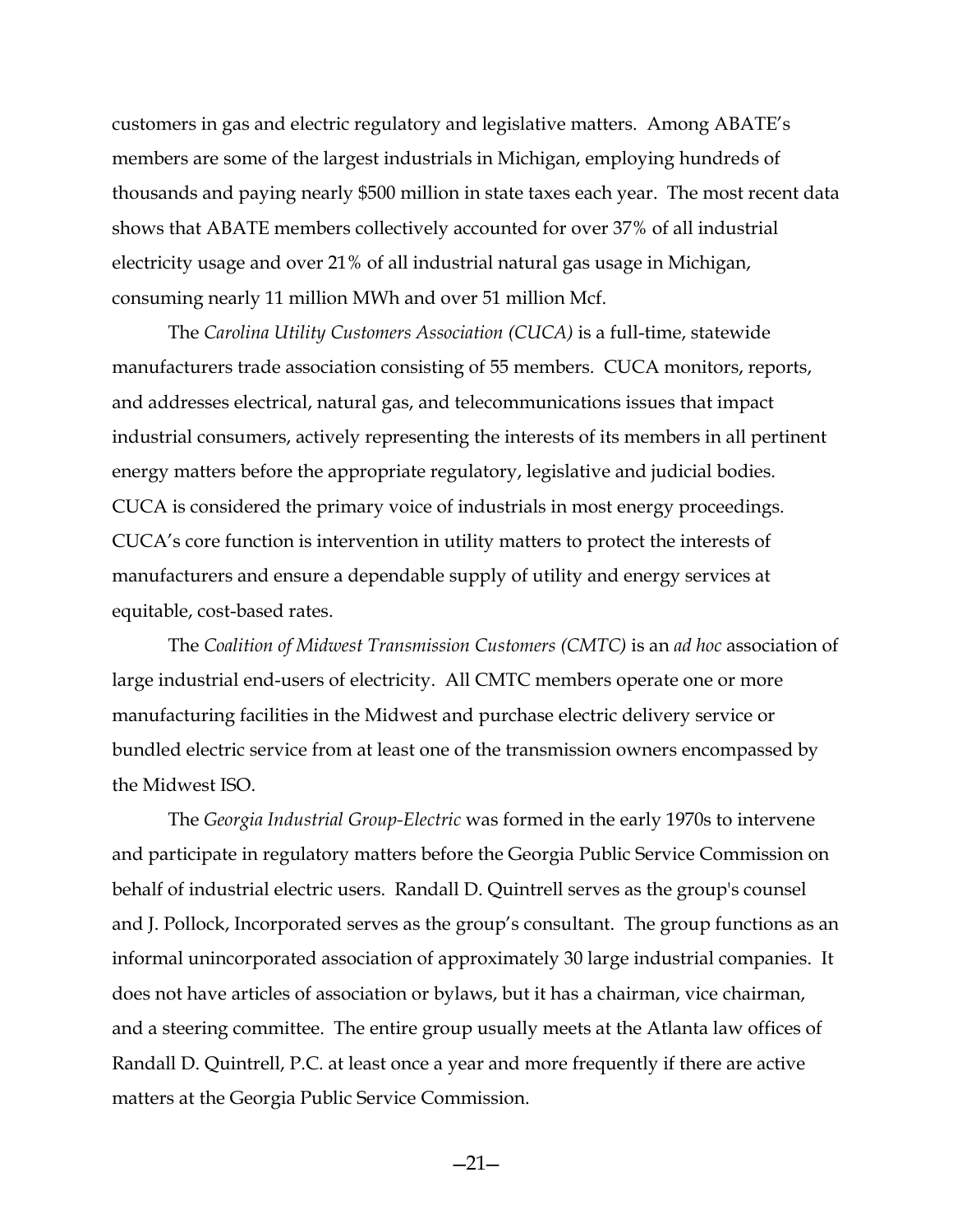customers in gas and electric regulatory and legislative matters. Among ABATE's members are some of the largest industrials in Michigan, employing hundreds of thousands and paying nearly $500 million in state taxes each year. The most recent data shows that ABATE members collectively accounted for over 37% of all industrial electricity usage and over 21% of all industrial natural gas usage in Michigan, consuming nearly 11 million MWh and over 51 million Mcf.

The *Carolina Utility Customers Association (CUCA)* is a full-time, statewide manufacturers trade association consisting of 55 members. CUCA monitors, reports, and addresses electrical, natural gas, and telecommunications issues that impact industrial consumers, actively representing the interests of its members in all pertinent energy matters before the appropriate regulatory, legislative and judicial bodies. CUCA is considered the primary voice of industrials in most energy proceedings. CUCA's core function is intervention in utility matters to protect the interests of manufacturers and ensure a dependable supply of utility and energy services at equitable, cost-based rates.

The *Coalition of Midwest Transmission Customers (CMTC)* is an *ad hoc* association of large industrial end-users of electricity. All CMTC members operate one or more manufacturing facilities in the Midwest and purchase electric delivery service or bundled electric service from at least one of the transmission owners encompassed by the Midwest ISO.

The *Georgia Industrial Group-Electric* was formed in the early 1970s to intervene and participate in regulatory matters before the Georgia Public Service Commission on behalf of industrial electric users. Randall D. Quintrell serves as the group's counsel and J. Pollock, Incorporated serves as the group's consultant. The group functions as an informal unincorporated association of approximately 30 large industrial companies. It does not have articles of association or bylaws, but it has a chairman, vice chairman, and a steering committee. The entire group usually meets at the Atlanta law offices of Randall D. Quintrell, P.C. at least once a year and more frequently if there are active matters at the Georgia Public Service Commission.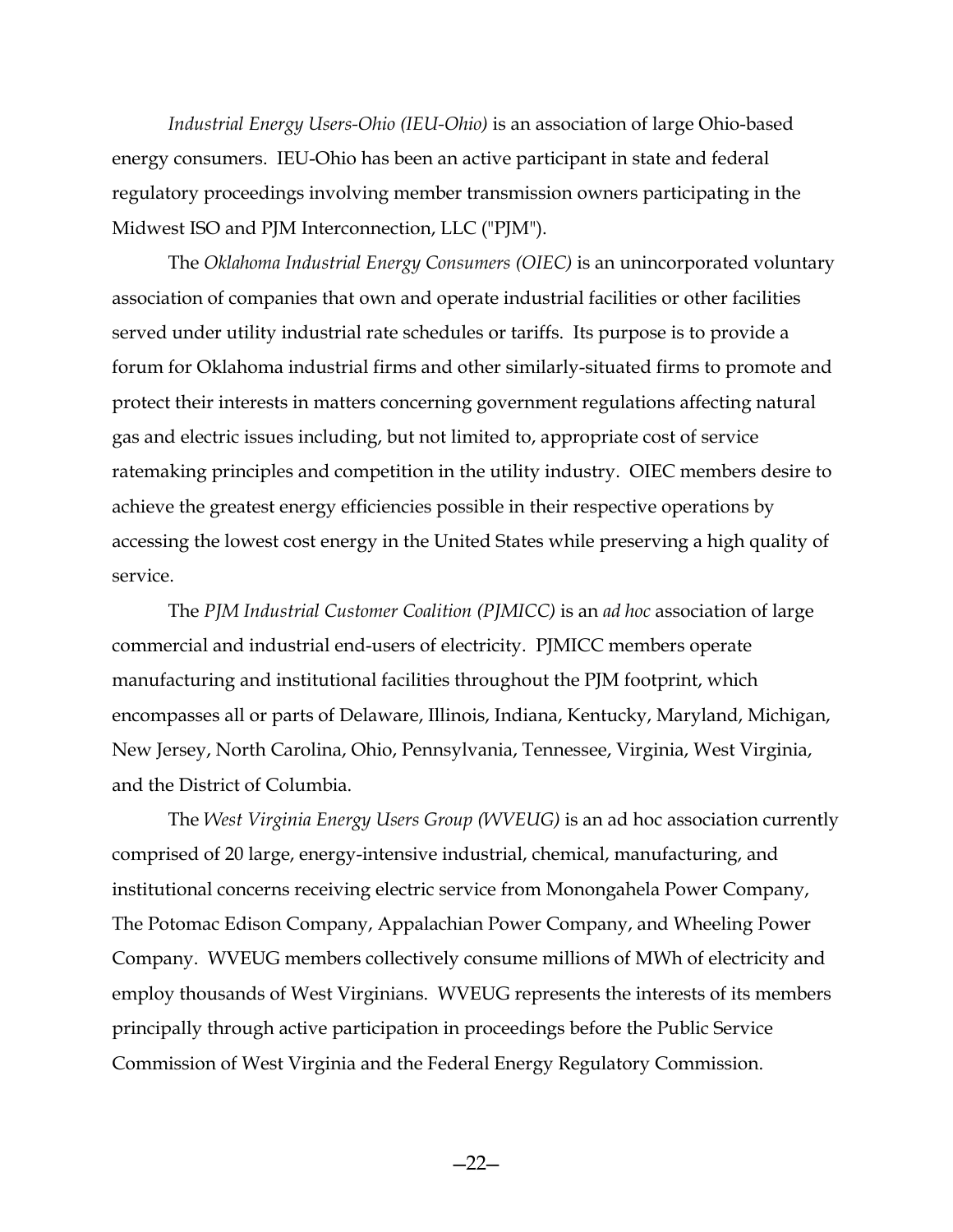*Industrial Energy Users-Ohio (IEU-Ohio)* is an association of large Ohio-based energy consumers. IEU-Ohio has been an active participant in state and federal regulatory proceedings involving member transmission owners participating in the Midwest ISO and PJM Interconnection, LLC ("PJM").

The *Oklahoma Industrial Energy Consumers (OIEC)* is an unincorporated voluntary association of companies that own and operate industrial facilities or other facilities served under utility industrial rate schedules or tariffs. Its purpose is to provide a forum for Oklahoma industrial firms and other similarly-situated firms to promote and protect their interests in matters concerning government regulations affecting natural gas and electric issues including, but not limited to, appropriate cost of service ratemaking principles and competition in the utility industry. OIEC members desire to achieve the greatest energy efficiencies possible in their respective operations by accessing the lowest cost energy in the United States while preserving a high quality of service.

The *PJM Industrial Customer Coalition (PJMICC)* is an *ad hoc* association of large commercial and industrial end-users of electricity. PJMICC members operate manufacturing and institutional facilities throughout the PJM footprint, which encompasses all or parts of Delaware, Illinois, Indiana, Kentucky, Maryland, Michigan, New Jersey, North Carolina, Ohio, Pennsylvania, Tennessee, Virginia, West Virginia, and the District of Columbia.

The *West Virginia Energy Users Group (WVEUG)* is an ad hoc association currently comprised of 20 large, energy-intensive industrial, chemical, manufacturing, and institutional concerns receiving electric service from Monongahela Power Company, The Potomac Edison Company, Appalachian Power Company, and Wheeling Power Company. WVEUG members collectively consume millions of MWh of electricity and employ thousands of West Virginians. WVEUG represents the interests of its members principally through active participation in proceedings before the Public Service Commission of West Virginia and the Federal Energy Regulatory Commission.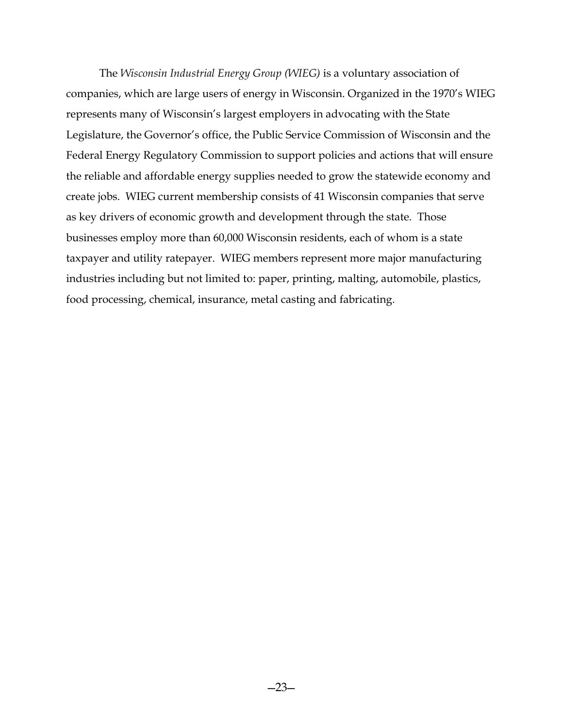The *Wisconsin Industrial Energy Group (WIEG)* is a voluntary association of companies, which are large users of energy in Wisconsin. Organized in the 1970's WIEG represents many of Wisconsin's largest employers in advocating with the State Legislature, the Governor's office, the Public Service Commission of Wisconsin and the Federal Energy Regulatory Commission to support policies and actions that will ensure the reliable and affordable energy supplies needed to grow the statewide economy and create jobs. WIEG current membership consists of 41 Wisconsin companies that serve as key drivers of economic growth and development through the state. Those businesses employ more than 60,000 Wisconsin residents, each of whom is a state taxpayer and utility ratepayer. WIEG members represent more major manufacturing industries including but not limited to: paper, printing, malting, automobile, plastics, food processing, chemical, insurance, metal casting and fabricating.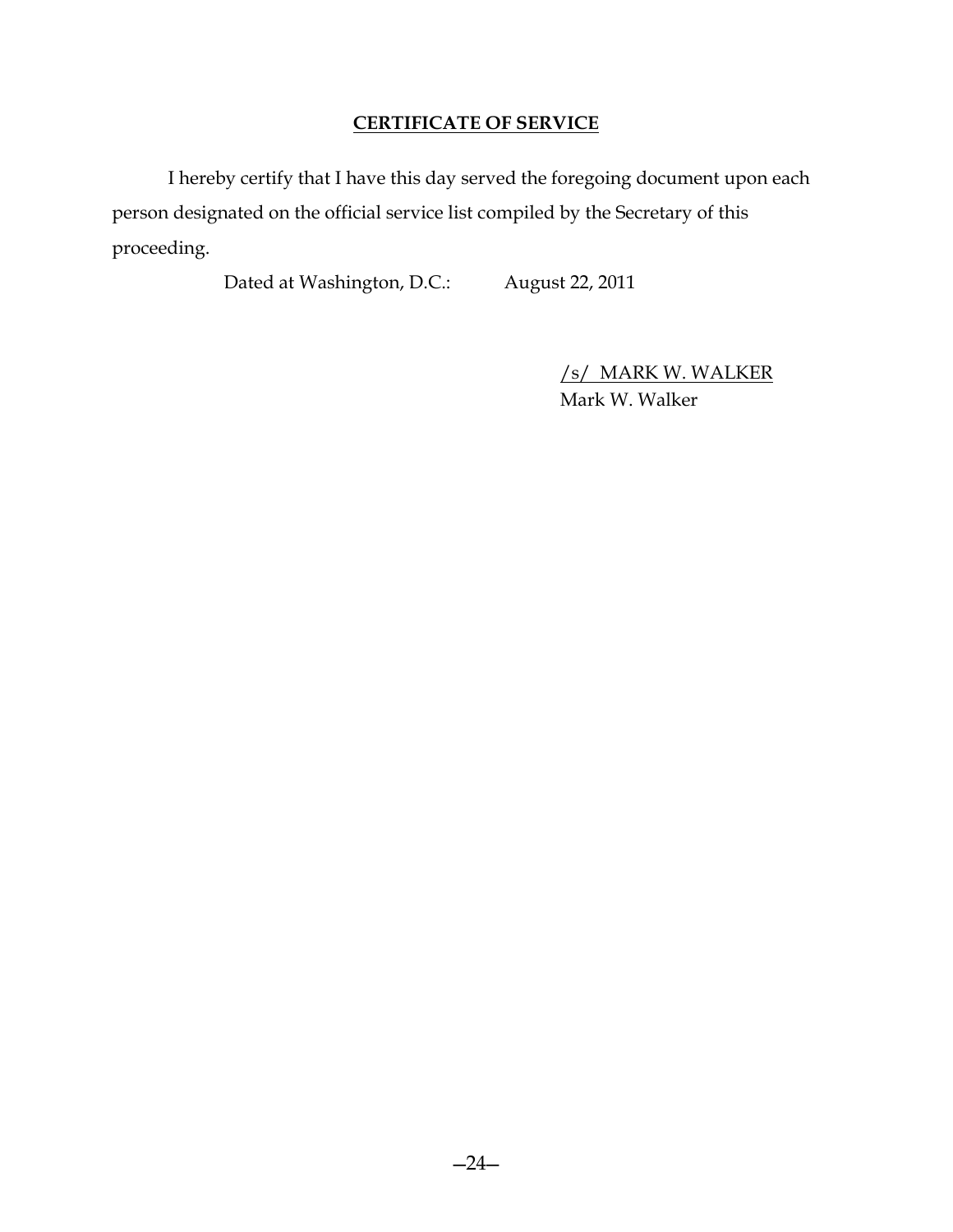## CERTIFICATE OF SERVICE

I hereby certify that I have this day served the foregoing document upon each person designated on the official service list compiled by the Secretary of this proceeding.

Dated at Washington, D.C.: August 22, 2011

/s/ MARK W. WALKER
Mark W. Walker